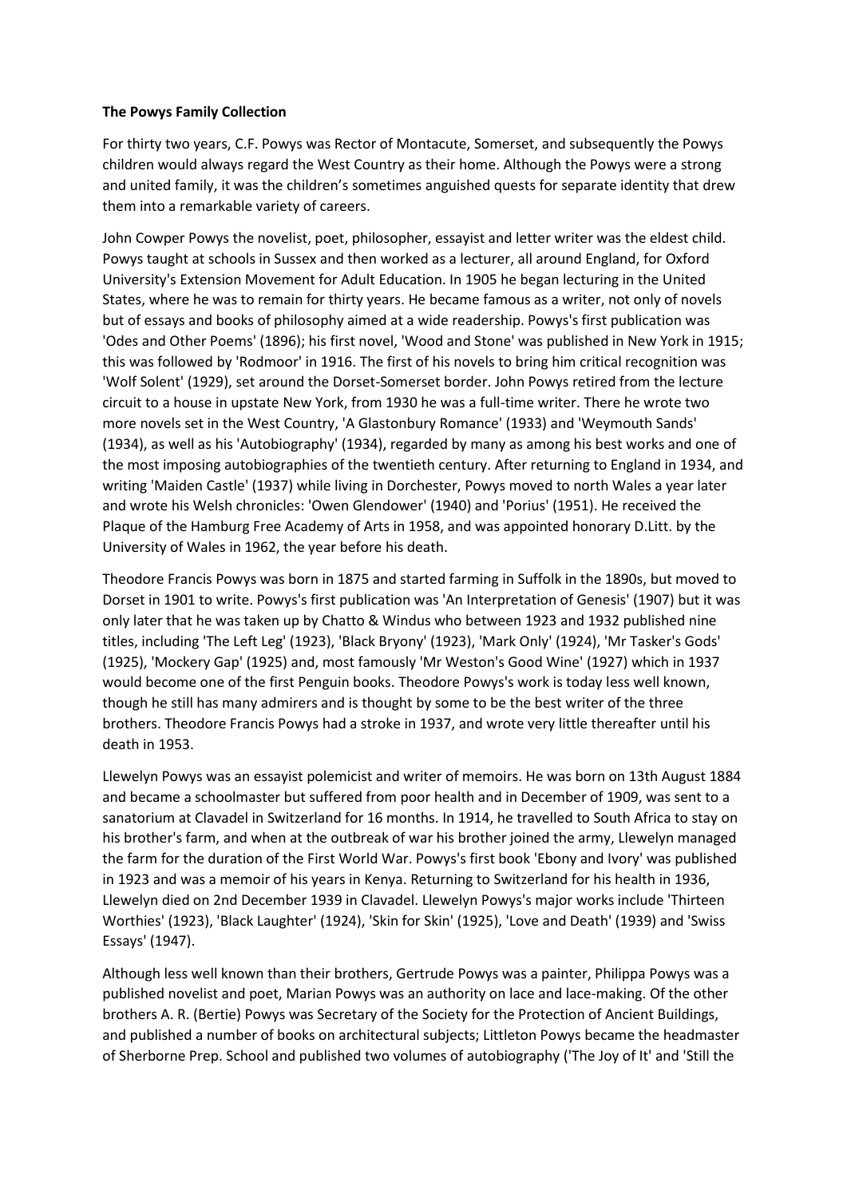**The Powys Family Collection**

For thirty two years, C.F. Powys was Rector of Montacute, Somerset, and subsequently the Powys children would always regard the West Country as their home. Although the Powys were a strong and united family, it was the children's sometimes anguished quests for separate identity that drew them into a remarkable variety of careers.

John Cowper Powys the novelist, poet, philosopher, essayist and letter writer was the eldest child. Powys taught at schools in Sussex and then worked as a lecturer, all around England, for Oxford University's Extension Movement for Adult Education. In 1905 he began lecturing in the United States, where he was to remain for thirty years. He became famous as a writer, not only of novels but of essays and books of philosophy aimed at a wide readership. Powys's first publication was 'Odes and Other Poems' (1896); his first novel, 'Wood and Stone' was published in New York in 1915; this was followed by 'Rodmoor' in 1916. The first of his novels to bring him critical recognition was 'Wolf Solent' (1929), set around the Dorset-Somerset border. John Powys retired from the lecture circuit to a house in upstate New York, from 1930 he was a full-time writer. There he wrote two more novels set in the West Country, 'A Glastonbury Romance' (1933) and 'Weymouth Sands' (1934), as well as his 'Autobiography' (1934), regarded by many as among his best works and one of the most imposing autobiographies of the twentieth century. After returning to England in 1934, and writing 'Maiden Castle' (1937) while living in Dorchester, Powys moved to north Wales a year later and wrote his Welsh chronicles: 'Owen Glendower' (1940) and 'Porius' (1951). He received the Plaque of the Hamburg Free Academy of Arts in 1958, and was appointed honorary D.Litt. by the University of Wales in 1962, the year before his death.

Theodore Francis Powys was born in 1875 and started farming in Suffolk in the 1890s, but moved to Dorset in 1901 to write. Powys's first publication was 'An Interpretation of Genesis' (1907) but it was only later that he was taken up by Chatto & Windus who between 1923 and 1932 published nine titles, including 'The Left Leg' (1923), 'Black Bryony' (1923), 'Mark Only' (1924), 'Mr Tasker's Gods' (1925), 'Mockery Gap' (1925) and, most famously 'Mr Weston's Good Wine' (1927) which in 1937 would become one of the first Penguin books. Theodore Powys's work is today less well known, though he still has many admirers and is thought by some to be the best writer of the three brothers. Theodore Francis Powys had a stroke in 1937, and wrote very little thereafter until his death in 1953.

Llewelyn Powys was an essayist polemicist and writer of memoirs. He was born on 13th August 1884 and became a schoolmaster but suffered from poor health and in December of 1909, was sent to a sanatorium at Clavadel in Switzerland for 16 months. In 1914, he travelled to South Africa to stay on his brother's farm, and when at the outbreak of war his brother joined the army, Llewelyn managed the farm for the duration of the First World War. Powys's first book 'Ebony and Ivory' was published in 1923 and was a memoir of his years in Kenya. Returning to Switzerland for his health in 1936, Llewelyn died on 2nd December 1939 in Clavadel. Llewelyn Powys's major works include 'Thirteen Worthies' (1923), 'Black Laughter' (1924), 'Skin for Skin' (1925), 'Love and Death' (1939) and 'Swiss Essays' (1947).

Although less well known than their brothers, Gertrude Powys was a painter, Philippa Powys was a published novelist and poet, Marian Powys was an authority on lace and lace-making. Of the other brothers A. R. (Bertie) Powys was Secretary of the Society for the Protection of Ancient Buildings, and published a number of books on architectural subjects; Littleton Powys became the headmaster of Sherborne Prep. School and published two volumes of autobiography ('The Joy of It' and 'Still the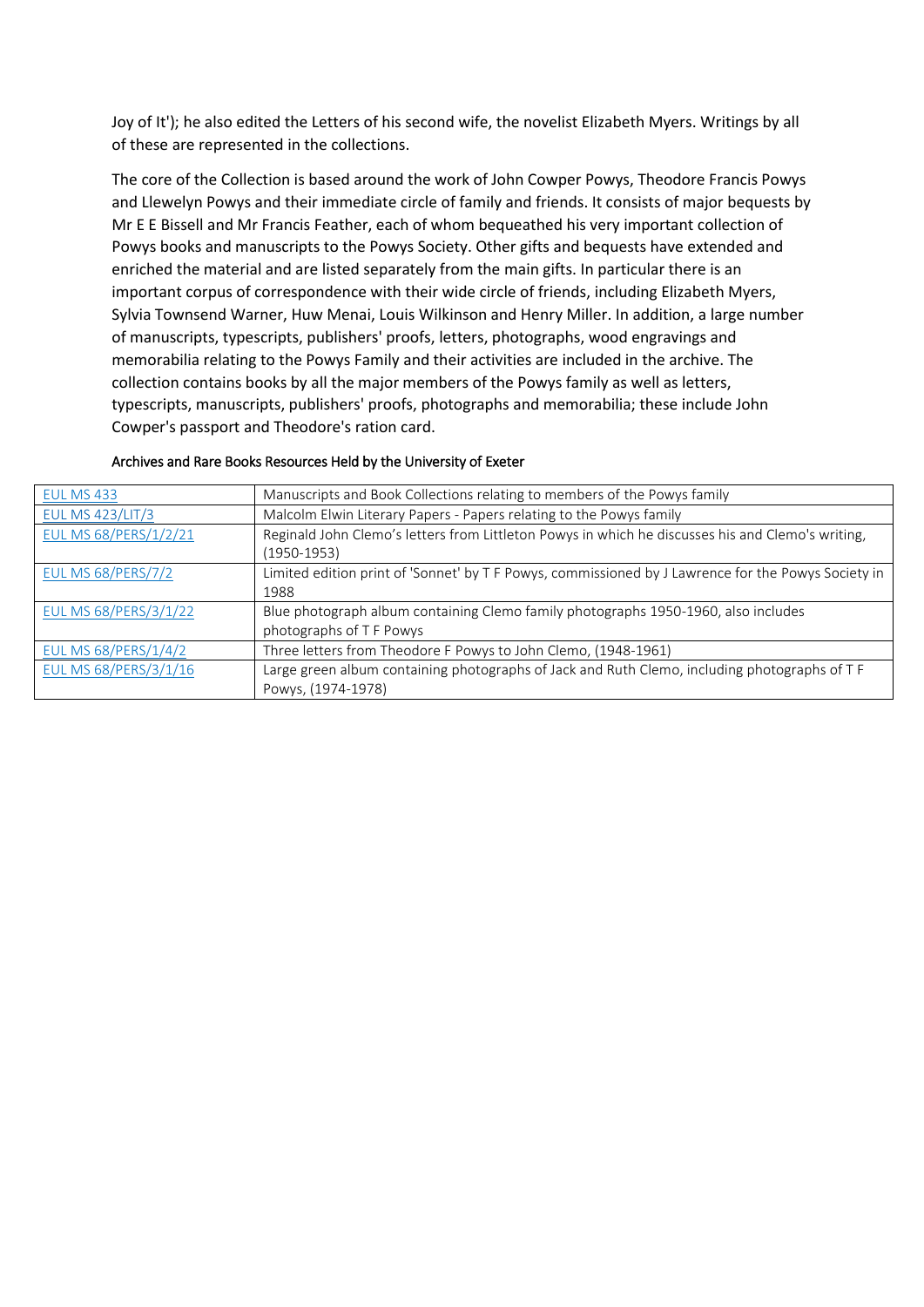Joy of It'); he also edited the Letters of his second wife, the novelist Elizabeth Myers. Writings by all of these are represented in the collections.

The core of the Collection is based around the work of John Cowper Powys, Theodore Francis Powys and Llewelyn Powys and their immediate circle of family and friends. It consists of major bequests by Mr E E Bissell and Mr Francis Feather, each of whom bequeathed his very important collection of Powys books and manuscripts to the Powys Society. Other gifts and bequests have extended and enriched the material and are listed separately from the main gifts. In particular there is an important corpus of correspondence with their wide circle of friends, including Elizabeth Myers, Sylvia Townsend Warner, Huw Menai, Louis Wilkinson and Henry Miller. In addition, a large number of manuscripts, typescripts, publishers' proofs, letters, photographs, wood engravings and memorabilia relating to the Powys Family and their activities are included in the archive. The collection contains books by all the major members of the Powys family as well as letters, typescripts, manuscripts, publishers' proofs, photographs and memorabilia; these include John Cowper's passport and Theodore's ration card.

Archives and Rare Books Resources Held by the University of Exeter

| | |
|---|---|
| EUL MS 433 | Manuscripts and Book Collections relating to members of the Powys family |
| EUL MS 423/LIT/3 | Malcolm Elwin Literary Papers - Papers relating to the Powys family |
| EUL MS 68/PERS/1/2/21 | Reginald John Clemo's letters from Littleton Powys in which he discusses his and Clemo's writing, (1950-1953) |
| EUL MS 68/PERS/7/2 | Limited edition print of 'Sonnet' by T F Powys, commissioned by J Lawrence for the Powys Society in 1988 |
| EUL MS 68/PERS/3/1/22 | Blue photograph album containing Clemo family photographs 1950-1960, also includes photographs of T F Powys |
| EUL MS 68/PERS/1/4/2 | Three letters from Theodore F Powys to John Clemo, (1948-1961) |
| EUL MS 68/PERS/3/1/16 | Large green album containing photographs of Jack and Ruth Clemo, including photographs of T F Powys, (1974-1978) |